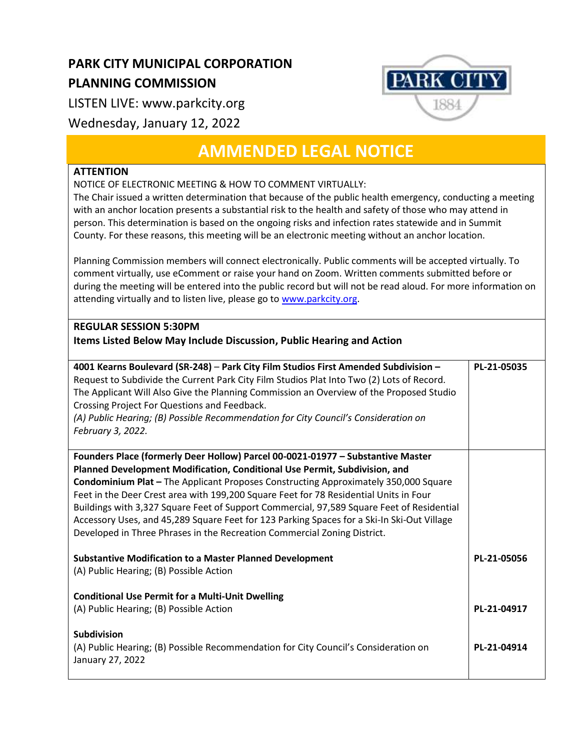# PARK CITY MUNICIPAL CORPORATION

## PLANNING COMMISSION

LISTEN LIVE: www.parkcity.org

Wednesday, January 12, 2022

## AMMENDED LEGAL NOTICE

**ATTENTION**

NOTICE OF ELECTRONIC MEETING & HOW TO COMMENT VIRTUALLY:

The Chair issued a written determination that because of the public health emergency, conducting a meeting with an anchor location presents a substantial risk to the health and safety of those who may attend in person. This determination is based on the ongoing risks and infection rates statewide and in Summit County. For these reasons, this meeting will be an electronic meeting without an anchor location.

Planning Commission members will connect electronically. Public comments will be accepted virtually. To comment virtually, use eComment or raise your hand on Zoom. Written comments submitted before or during the meeting will be entered into the public record but will not be read aloud. For more information on attending virtually and to listen live, please go to www.parkcity.org.

**REGULAR SESSION 5:30PM**

**Items Listed Below May Include Discussion, Public Hearing and Action**

| Item | Application |
|---|---|
| **4001 Kearns Boulevard (SR-248) – Park City Film Studios First Amended Subdivision –** Request to Subdivide the Current Park City Film Studios Plat Into Two (2) Lots of Record. The Applicant Will Also Give the Planning Commission an Overview of the Proposed Studio Crossing Project For Questions and Feedback. *(A) Public Hearing; (B) Possible Recommendation for City Council's Consideration on February 3, 2022.* | **PL-21-05035** |
| **Founders Place (formerly Deer Hollow) Parcel 00-0021-01977 – Substantive Master Planned Development Modification, Conditional Use Permit, Subdivision, and Condominium Plat –** The Applicant Proposes Constructing Approximately 350,000 Square Feet in the Deer Crest area with 199,200 Square Feet for 78 Residential Units in Four Buildings with 3,327 Square Feet of Support Commercial, 97,589 Square Feet of Residential Accessory Uses, and 45,289 Square Feet for 123 Parking Spaces for a Ski-In Ski-Out Village Developed in Three Phrases in the Recreation Commercial Zoning District. | |
| **Substantive Modification to a Master Planned Development** (A) Public Hearing; (B) Possible Action | **PL-21-05056** |
| **Conditional Use Permit for a Multi-Unit Dwelling** (A) Public Hearing; (B) Possible Action | **PL-21-04917** |
| **Subdivision** (A) Public Hearing; (B) Possible Recommendation for City Council's Consideration on January 27, 2022 | **PL-21-04914** |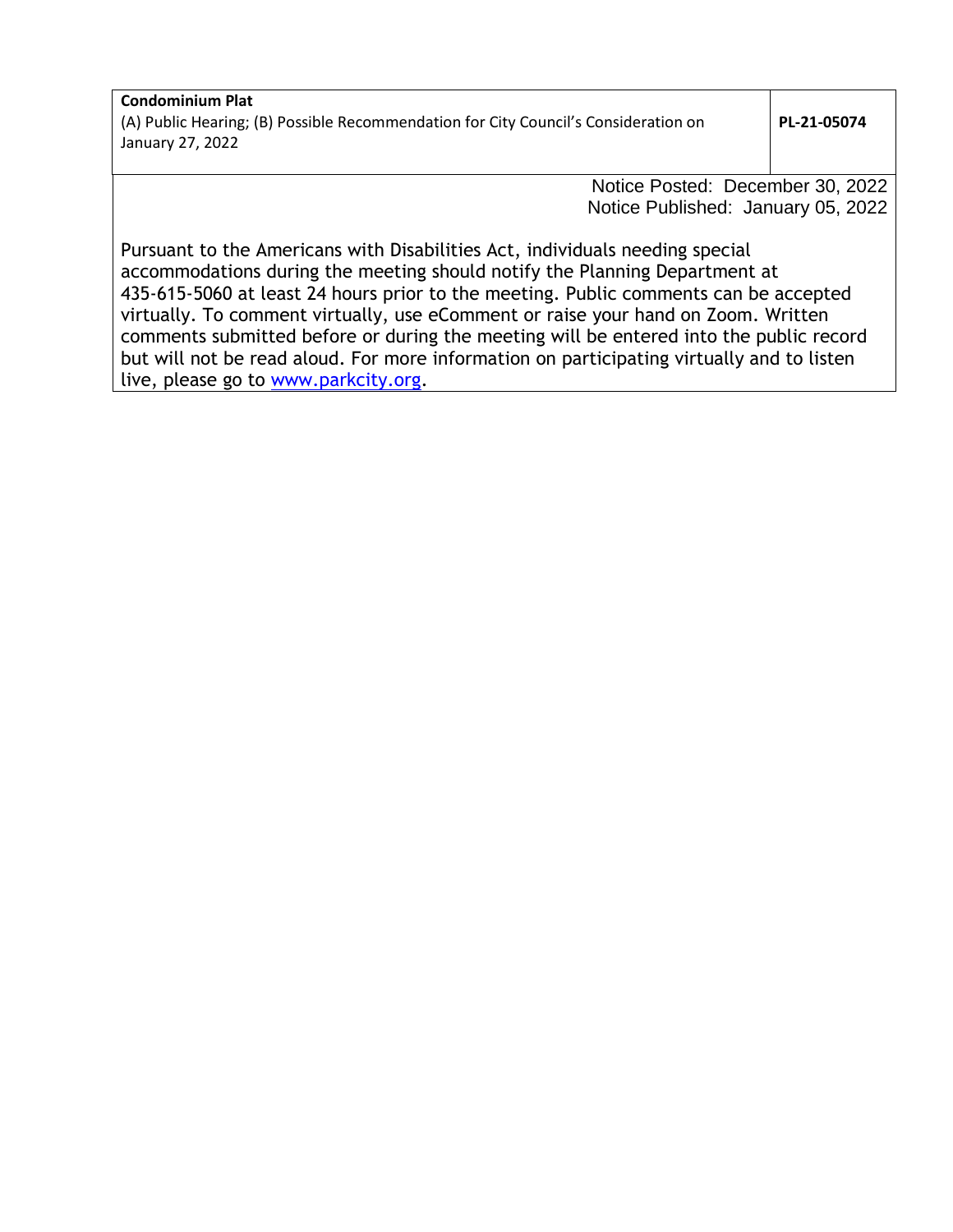| **Condominium Plat**<br>(A) Public Hearing; (B) Possible Recommendation for City Council's Consideration on January 27, 2022 | **PL-21-05074** |
|---|---|

Notice Posted: December 30, 2022
Notice Published: January 05, 2022

Pursuant to the Americans with Disabilities Act, individuals needing special accommodations during the meeting should notify the Planning Department at 435-615-5060 at least 24 hours prior to the meeting. Public comments can be accepted virtually. To comment virtually, use eComment or raise your hand on Zoom. Written comments submitted before or during the meeting will be entered into the public record but will not be read aloud. For more information on participating virtually and to listen live, please go to [www.parkcity.org](http://www.parkcity.org).